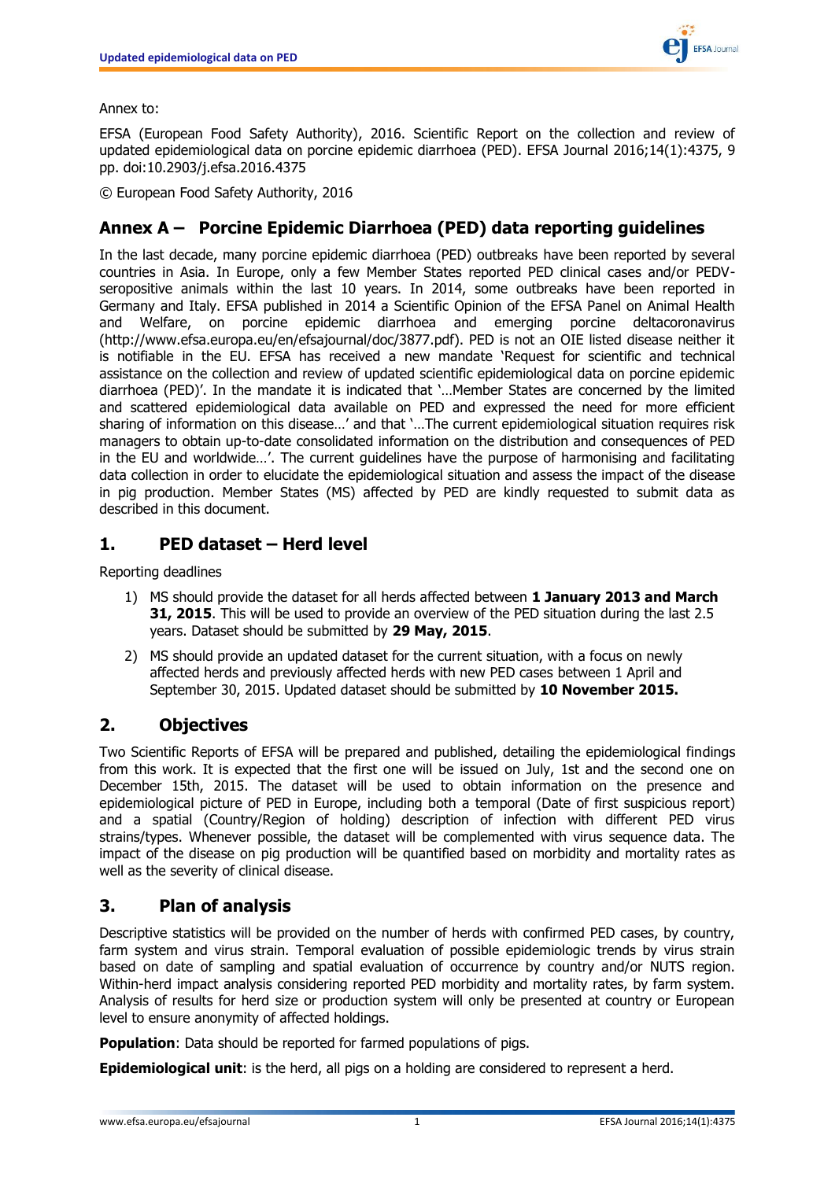Annex to:

EFSA (European Food Safety Authority), 2016. Scientific Report on the collection and review of updated epidemiological data on porcine epidemic diarrhoea (PED). EFSA Journal 2016;14(1):4375, 9 pp. doi:10.2903/j.efsa.2016.4375

© European Food Safety Authority, 2016

# Annex A – Porcine Epidemic Diarrhoea (PED) data reporting guidelines

In the last decade, many porcine epidemic diarrhoea (PED) outbreaks have been reported by several countries in Asia. In Europe, only a few Member States reported PED clinical cases and/or PEDV-seropositive animals within the last 10 years. In 2014, some outbreaks have been reported in Germany and Italy. EFSA published in 2014 a Scientific Opinion of the EFSA Panel on Animal Health and Welfare, on porcine epidemic diarrhoea and emerging porcine deltacoronavirus (http://www.efsa.europa.eu/en/efsajournal/doc/3877.pdf). PED is not an OIE listed disease neither it is notifiable in the EU. EFSA has received a new mandate 'Request for scientific and technical assistance on the collection and review of updated scientific epidemiological data on porcine epidemic diarrhoea (PED)'. In the mandate it is indicated that '…Member States are concerned by the limited and scattered epidemiological data available on PED and expressed the need for more efficient sharing of information on this disease…' and that '…The current epidemiological situation requires risk managers to obtain up-to-date consolidated information on the distribution and consequences of PED in the EU and worldwide…'. The current guidelines have the purpose of harmonising and facilitating data collection in order to elucidate the epidemiological situation and assess the impact of the disease in pig production. Member States (MS) affected by PED are kindly requested to submit data as described in this document.

## 1. PED dataset – Herd level

Reporting deadlines

1) MS should provide the dataset for all herds affected between **1 January 2013 and March 31, 2015**. This will be used to provide an overview of the PED situation during the last 2.5 years. Dataset should be submitted by **29 May, 2015**.
2) MS should provide an updated dataset for the current situation, with a focus on newly affected herds and previously affected herds with new PED cases between 1 April and September 30, 2015. Updated dataset should be submitted by **10 November 2015.**

## 2. Objectives

Two Scientific Reports of EFSA will be prepared and published, detailing the epidemiological findings from this work. It is expected that the first one will be issued on July, 1st and the second one on December 15th, 2015. The dataset will be used to obtain information on the presence and epidemiological picture of PED in Europe, including both a temporal (Date of first suspicious report) and a spatial (Country/Region of holding) description of infection with different PED virus strains/types. Whenever possible, the dataset will be complemented with virus sequence data. The impact of the disease on pig production will be quantified based on morbidity and mortality rates as well as the severity of clinical disease.

## 3. Plan of analysis

Descriptive statistics will be provided on the number of herds with confirmed PED cases, by country, farm system and virus strain. Temporal evaluation of possible epidemiologic trends by virus strain based on date of sampling and spatial evaluation of occurrence by country and/or NUTS region. Within-herd impact analysis considering reported PED morbidity and mortality rates, by farm system. Analysis of results for herd size or production system will only be presented at country or European level to ensure anonymity of affected holdings.

**Population**: Data should be reported for farmed populations of pigs.

**Epidemiological unit**: is the herd, all pigs on a holding are considered to represent a herd.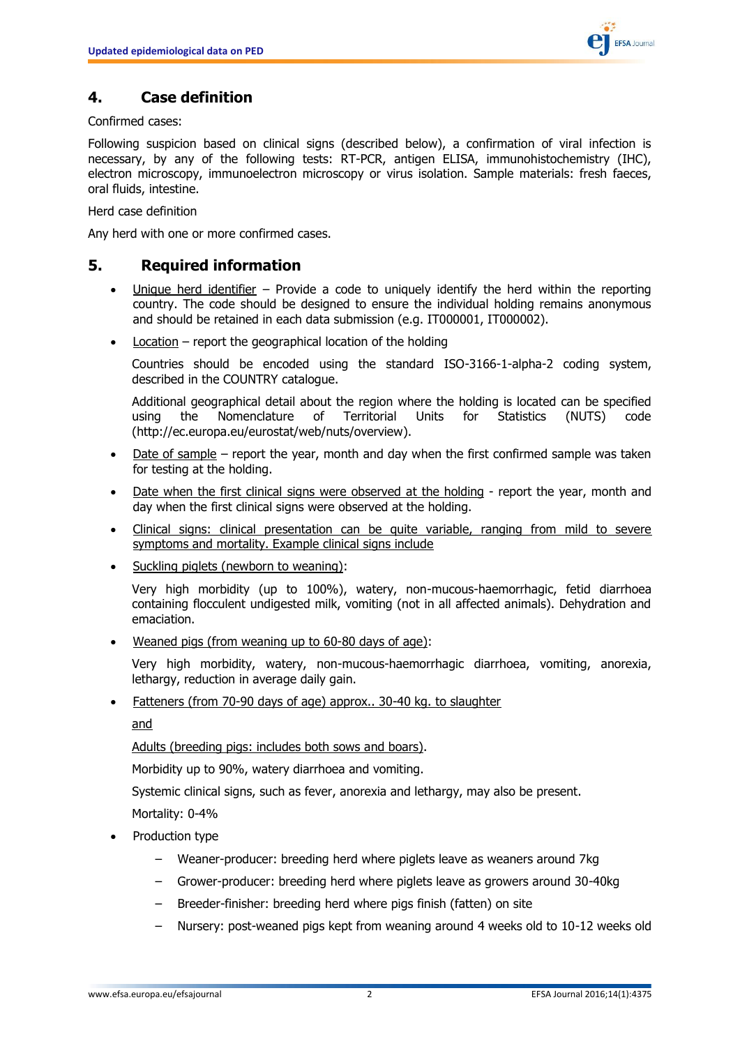## 4. Case definition

Confirmed cases:

Following suspicion based on clinical signs (described below), a confirmation of viral infection is necessary, by any of the following tests: RT-PCR, antigen ELISA, immunohistochemistry (IHC), electron microscopy, immunoelectron microscopy or virus isolation. Sample materials: fresh faeces, oral fluids, intestine.

Herd case definition

Any herd with one or more confirmed cases.

## 5. Required information

- Unique herd identifier – Provide a code to uniquely identify the herd within the reporting country. The code should be designed to ensure the individual holding remains anonymous and should be retained in each data submission (e.g. IT000001, IT000002).
- Location – report the geographical location of the holding

  Countries should be encoded using the standard ISO-3166-1-alpha-2 coding system, described in the COUNTRY catalogue.

  Additional geographical detail about the region where the holding is located can be specified using the Nomenclature of Territorial Units for Statistics (NUTS) code (http://ec.europa.eu/eurostat/web/nuts/overview).
- Date of sample – report the year, month and day when the first confirmed sample was taken for testing at the holding.
- Date when the first clinical signs were observed at the holding - report the year, month and day when the first clinical signs were observed at the holding.
- Clinical signs: clinical presentation can be quite variable, ranging from mild to severe symptoms and mortality. Example clinical signs include
- Suckling piglets (newborn to weaning):

  Very high morbidity (up to 100%), watery, non-mucous-haemorrhagic, fetid diarrhoea containing flocculent undigested milk, vomiting (not in all affected animals). Dehydration and emaciation.
- Weaned pigs (from weaning up to 60-80 days of age):

  Very high morbidity, watery, non-mucous-haemorrhagic diarrhoea, vomiting, anorexia, lethargy, reduction in average daily gain.
- Fatteners (from 70-90 days of age) approx.. 30-40 kg. to slaughter

  and

  Adults (breeding pigs: includes both sows and boars).

  Morbidity up to 90%, watery diarrhoea and vomiting.

  Systemic clinical signs, such as fever, anorexia and lethargy, may also be present.

  Mortality: 0-4%
- Production type
  - Weaner-producer: breeding herd where piglets leave as weaners around 7kg
  - Grower-producer: breeding herd where piglets leave as growers around 30-40kg
  - Breeder-finisher: breeding herd where pigs finish (fatten) on site
  - Nursery: post-weaned pigs kept from weaning around 4 weeks old to 10-12 weeks old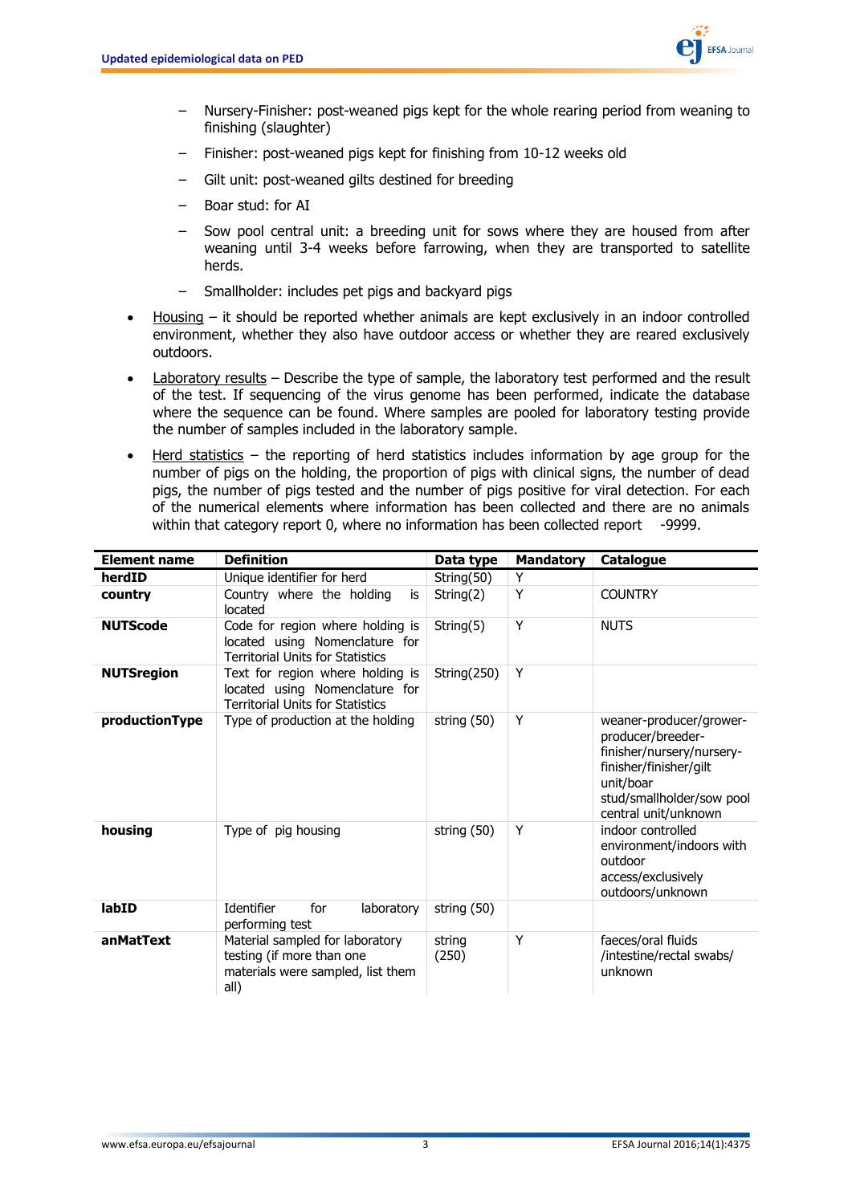- Nursery-Finisher: post-weaned pigs kept for the whole rearing period from weaning to finishing (slaughter)
  - Finisher: post-weaned pigs kept for finishing from 10-12 weeks old
  - Gilt unit: post-weaned gilts destined for breeding
  - Boar stud: for AI
  - Sow pool central unit: a breeding unit for sows where they are housed from after weaning until 3-4 weeks before farrowing, when they are transported to satellite herds.
  - Smallholder: includes pet pigs and backyard pigs

- Housing – it should be reported whether animals are kept exclusively in an indoor controlled environment, whether they also have outdoor access or whether they are reared exclusively outdoors.
- Laboratory results – Describe the type of sample, the laboratory test performed and the result of the test. If sequencing of the virus genome has been performed, indicate the database where the sequence can be found. Where samples are pooled for laboratory testing provide the number of samples included in the laboratory sample.
- Herd statistics – the reporting of herd statistics includes information by age group for the number of pigs on the holding, the proportion of pigs with clinical signs, the number of dead pigs, the number of pigs tested and the number of pigs positive for viral detection. For each of the numerical elements where information has been collected and there are no animals within that category report 0, where no information has been collected report -9999.

| Element name | Definition | Data type | Mandatory | Catalogue |
|---|---|---|---|---|
| **herdID** | Unique identifier for herd | String(50) | Y | |
| **country** | Country where the holding is located | String(2) | Y | COUNTRY |
| **NUTScode** | Code for region where holding is located using Nomenclature for Territorial Units for Statistics | String(5) | Y | NUTS |
| **NUTSregion** | Text for region where holding is located using Nomenclature for Territorial Units for Statistics | String(250) | Y | |
| **productionType** | Type of production at the holding | string (50) | Y | weaner-producer/grower-producer/breeder-finisher/nursery/nursery-finisher/finisher/gilt unit/boar stud/smallholder/sow pool central unit/unknown |
| **housing** | Type of pig housing | string (50) | Y | indoor controlled environment/indoors with outdoor access/exclusively outdoors/unknown |
| **labID** | Identifier for laboratory performing test | string (50) | | |
| **anMatText** | Material sampled for laboratory testing (if more than one materials were sampled, list them all) | string (250) | Y | faeces/oral fluids /intestine/rectal swabs/ unknown |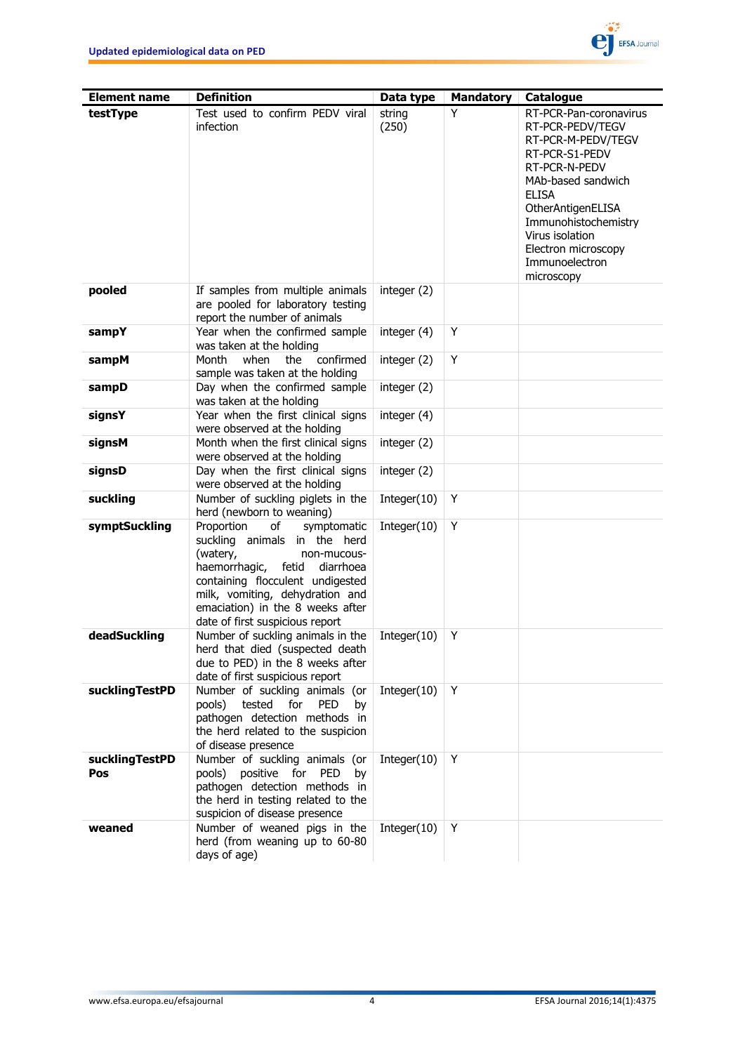| Element name | Definition | Data type | Mandatory | Catalogue |
|---|---|---|---|---|
| **testType** | Test used to confirm PEDV viral infection | string (250) | Y | RT-PCR-Pan-coronavirus<br>RT-PCR-PEDV/TEGV<br>RT-PCR-M-PEDV/TEGV<br>RT-PCR-S1-PEDV<br>RT-PCR-N-PEDV<br>MAb-based sandwich ELISA<br>OtherAntigenELISA<br>Immunohistochemistry<br>Virus isolation<br>Electron microscopy<br>Immunoelectron microscopy |
| **pooled** | If samples from multiple animals are pooled for laboratory testing report the number of animals | integer (2) | | |
| **sampY** | Year when the confirmed sample was taken at the holding | integer (4) | Y | |
| **sampM** | Month when the confirmed sample was taken at the holding | integer (2) | Y | |
| **sampD** | Day when the confirmed sample was taken at the holding | integer (2) | | |
| **signsY** | Year when the first clinical signs were observed at the holding | integer (4) | | |
| **signsM** | Month when the first clinical signs were observed at the holding | integer (2) | | |
| **signsD** | Day when the first clinical signs were observed at the holding | integer (2) | | |
| **suckling** | Number of suckling piglets in the herd (newborn to weaning) | Integer(10) | Y | |
| **symptSuckling** | Proportion of symptomatic suckling animals in the herd (watery, non-mucous-haemorrhagic, fetid diarrhoea containing flocculent undigested milk, vomiting, dehydration and emaciation) in the 8 weeks after date of first suspicious report | Integer(10) | Y | |
| **deadSuckling** | Number of suckling animals in the herd that died (suspected death due to PED) in the 8 weeks after date of first suspicious report | Integer(10) | Y | |
| **sucklingTestPD** | Number of suckling animals (or pools) tested for PED by pathogen detection methods in the herd related to the suspicion of disease presence | Integer(10) | Y | |
| **sucklingTestPDPos** | Number of suckling animals (or pools) positive for PED by pathogen detection methods in the herd in testing related to the suspicion of disease presence | Integer(10) | Y | |
| **weaned** | Number of weaned pigs in the herd (from weaning up to 60-80 days of age) | Integer(10) | Y | |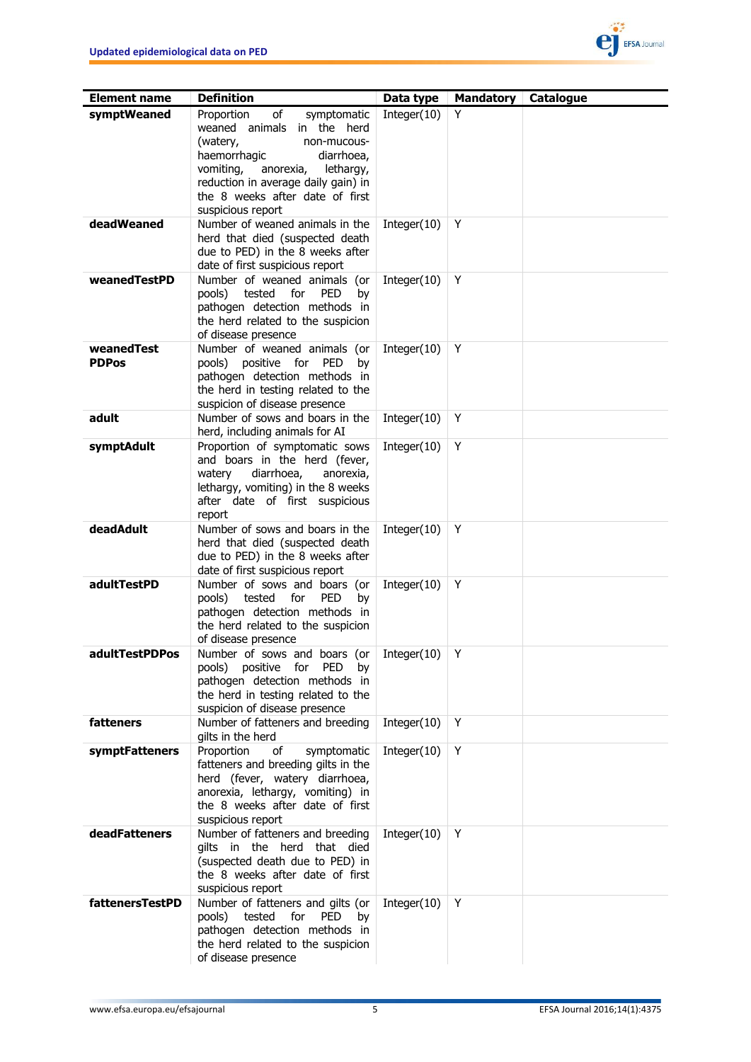| Element name | Definition | Data type | Mandatory | Catalogue |
|---|---|---|---|---|
| **symptWeaned** | Proportion of symptomatic weaned animals in the herd (watery, non-mucous-haemorrhagic diarrhoea, vomiting, anorexia, lethargy, reduction in average daily gain) in the 8 weeks after date of first suspicious report | Integer(10) | Y | |
| **deadWeaned** | Number of weaned animals in the herd that died (suspected death due to PED) in the 8 weeks after date of first suspicious report | Integer(10) | Y | |
| **weanedTestPD** | Number of weaned animals (or pools) tested for PED by pathogen detection methods in the herd related to the suspicion of disease presence | Integer(10) | Y | |
| **weanedTest PDPos** | Number of weaned animals (or pools) positive for PED by pathogen detection methods in the herd in testing related to the suspicion of disease presence | Integer(10) | Y | |
| **adult** | Number of sows and boars in the herd, including animals for AI | Integer(10) | Y | |
| **symptAdult** | Proportion of symptomatic sows and boars in the herd (fever, watery diarrhoea, anorexia, lethargy, vomiting) in the 8 weeks after date of first suspicious report | Integer(10) | Y | |
| **deadAdult** | Number of sows and boars in the herd that died (suspected death due to PED) in the 8 weeks after date of first suspicious report | Integer(10) | Y | |
| **adultTestPD** | Number of sows and boars (or pools) tested for PED by pathogen detection methods in the herd related to the suspicion of disease presence | Integer(10) | Y | |
| **adultTestPDPos** | Number of sows and boars (or pools) positive for PED by pathogen detection methods in the herd in testing related to the suspicion of disease presence | Integer(10) | Y | |
| **fatteners** | Number of fatteners and breeding gilts in the herd | Integer(10) | Y | |
| **symptFatteners** | Proportion of symptomatic fatteners and breeding gilts in the herd (fever, watery diarrhoea, anorexia, lethargy, vomiting) in the 8 weeks after date of first suspicious report | Integer(10) | Y | |
| **deadFatteners** | Number of fatteners and breeding gilts in the herd that died (suspected death due to PED) in the 8 weeks after date of first suspicious report | Integer(10) | Y | |
| **fattenersTestPD** | Number of fatteners and gilts (or pools) tested for PED by pathogen detection methods in the herd related to the suspicion of disease presence | Integer(10) | Y | |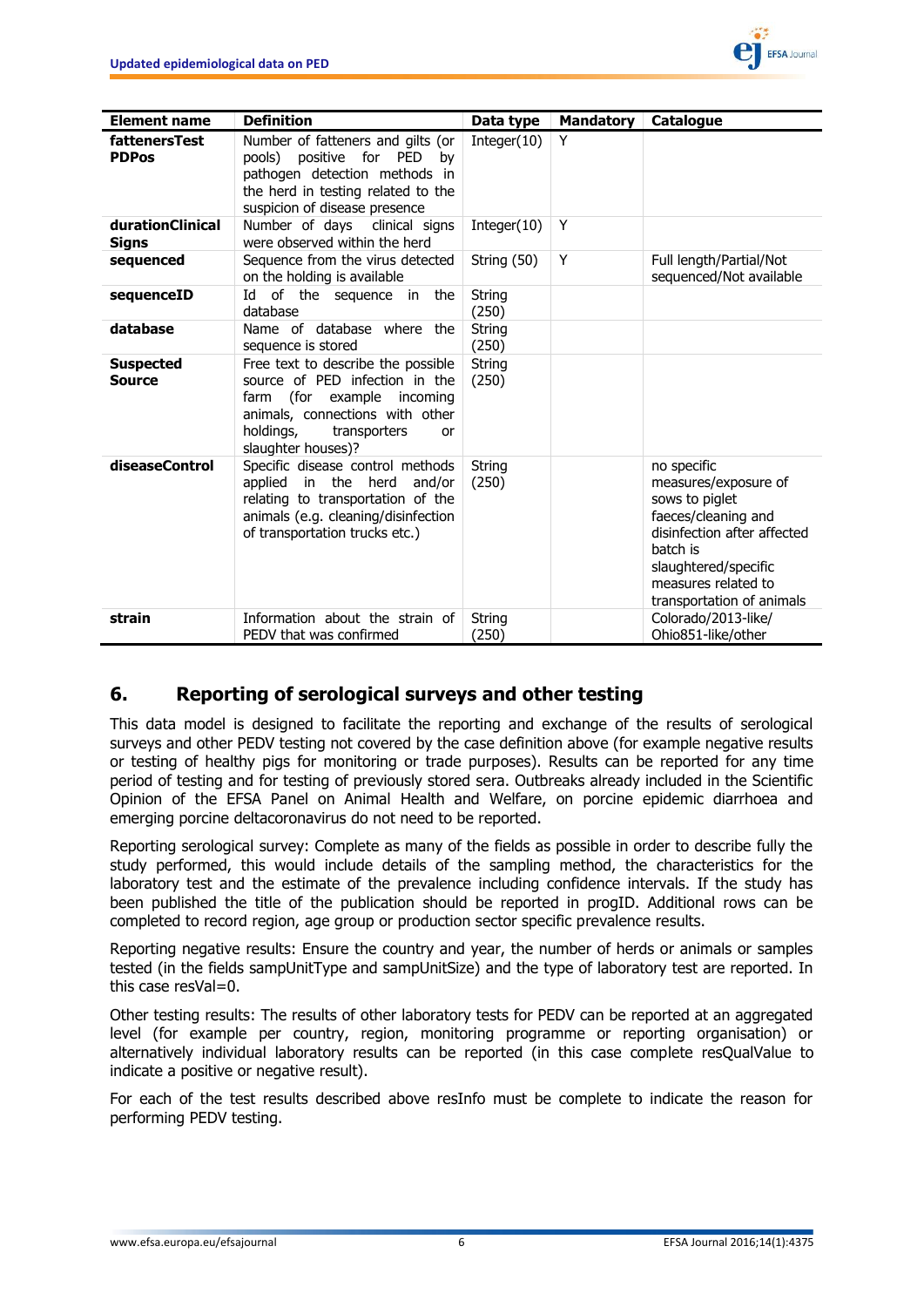| Element name | Definition | Data type | Mandatory | Catalogue |
|---|---|---|---|---|
| **fattenersTest PDPos** | Number of fatteners and gilts (or pools) positive for PED by pathogen detection methods in the herd in testing related to the suspicion of disease presence | Integer(10) | Y | |
| **durationClinical Signs** | Number of days clinical signs were observed within the herd | Integer(10) | Y | |
| **sequenced** | Sequence from the virus detected on the holding is available | String (50) | Y | Full length/Partial/Not sequenced/Not available |
| **sequenceID** | Id of the sequence in the database | String (250) | | |
| **database** | Name of database where the sequence is stored | String (250) | | |
| **Suspected Source** | Free text to describe the possible source of PED infection in the farm (for example incoming animals, connections with other holdings, transporters or slaughter houses)? | String (250) | | |
| **diseaseControl** | Specific disease control methods applied in the herd and/or relating to transportation of the animals (e.g. cleaning/disinfection of transportation trucks etc.) | String (250) | | no specific measures/exposure of sows to piglet faeces/cleaning and disinfection after affected batch is slaughtered/specific measures related to transportation of animals |
| **strain** | Information about the strain of PEDV that was confirmed | String (250) | | Colorado/2013-like/ Ohio851-like/other |

## 6. Reporting of serological surveys and other testing

This data model is designed to facilitate the reporting and exchange of the results of serological surveys and other PEDV testing not covered by the case definition above (for example negative results or testing of healthy pigs for monitoring or trade purposes). Results can be reported for any time period of testing and for testing of previously stored sera. Outbreaks already included in the Scientific Opinion of the EFSA Panel on Animal Health and Welfare, on porcine epidemic diarrhoea and emerging porcine deltacoronavirus do not need to be reported.

Reporting serological survey: Complete as many of the fields as possible in order to describe fully the study performed, this would include details of the sampling method, the characteristics for the laboratory test and the estimate of the prevalence including confidence intervals. If the study has been published the title of the publication should be reported in progID. Additional rows can be completed to record region, age group or production sector specific prevalence results.

Reporting negative results: Ensure the country and year, the number of herds or animals or samples tested (in the fields sampUnitType and sampUnitSize) and the type of laboratory test are reported. In this case resVal=0.

Other testing results: The results of other laboratory tests for PEDV can be reported at an aggregated level (for example per country, region, monitoring programme or reporting organisation) or alternatively individual laboratory results can be reported (in this case complete resQualValue to indicate a positive or negative result).

For each of the test results described above resInfo must be complete to indicate the reason for performing PEDV testing.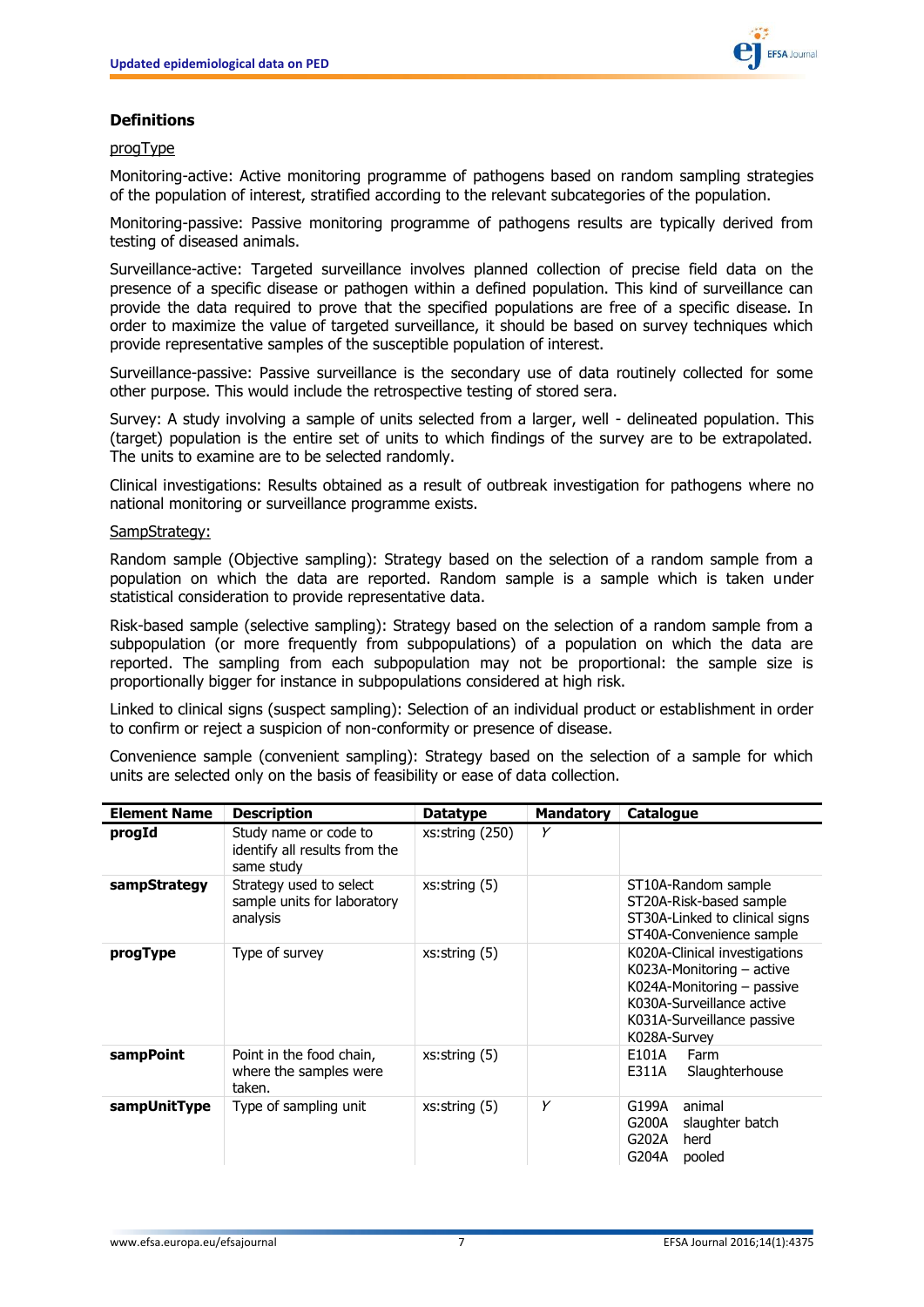### Definitions

progType

Monitoring-active: Active monitoring programme of pathogens based on random sampling strategies of the population of interest, stratified according to the relevant subcategories of the population.

Monitoring-passive: Passive monitoring programme of pathogens results are typically derived from testing of diseased animals.

Surveillance-active: Targeted surveillance involves planned collection of precise field data on the presence of a specific disease or pathogen within a defined population. This kind of surveillance can provide the data required to prove that the specified populations are free of a specific disease. In order to maximize the value of targeted surveillance, it should be based on survey techniques which provide representative samples of the susceptible population of interest.

Surveillance-passive: Passive surveillance is the secondary use of data routinely collected for some other purpose. This would include the retrospective testing of stored sera.

Survey: A study involving a sample of units selected from a larger, well - delineated population. This (target) population is the entire set of units to which findings of the survey are to be extrapolated. The units to examine are to be selected randomly.

Clinical investigations: Results obtained as a result of outbreak investigation for pathogens where no national monitoring or surveillance programme exists.

SampStrategy:

Random sample (Objective sampling): Strategy based on the selection of a random sample from a population on which the data are reported. Random sample is a sample which is taken under statistical consideration to provide representative data.

Risk-based sample (selective sampling): Strategy based on the selection of a random sample from a subpopulation (or more frequently from subpopulations) of a population on which the data are reported. The sampling from each subpopulation may not be proportional: the sample size is proportionally bigger for instance in subpopulations considered at high risk.

Linked to clinical signs (suspect sampling): Selection of an individual product or establishment in order to confirm or reject a suspicion of non-conformity or presence of disease.

Convenience sample (convenient sampling): Strategy based on the selection of a sample for which units are selected only on the basis of feasibility or ease of data collection.

| Element Name | Description | Datatype | Mandatory | Catalogue |
|---|---|---|---|---|
| **progId** | Study name or code to identify all results from the same study | xs:string (250) | Y | |
| **sampStrategy** | Strategy used to select sample units for laboratory analysis | xs:string (5) | | ST10A-Random sample<br>ST20A-Risk-based sample<br>ST30A-Linked to clinical signs<br>ST40A-Convenience sample |
| **progType** | Type of survey | xs:string (5) | | K020A-Clinical investigations<br>K023A-Monitoring – active<br>K024A-Monitoring – passive<br>K030A-Surveillance active<br>K031A-Surveillance passive<br>K028A-Survey |
| **sampPoint** | Point in the food chain, where the samples were taken. | xs:string (5) | | E101A Farm<br>E311A Slaughterhouse |
| **sampUnitType** | Type of sampling unit | xs:string (5) | Y | G199A animal<br>G200A slaughter batch<br>G202A herd<br>G204A pooled |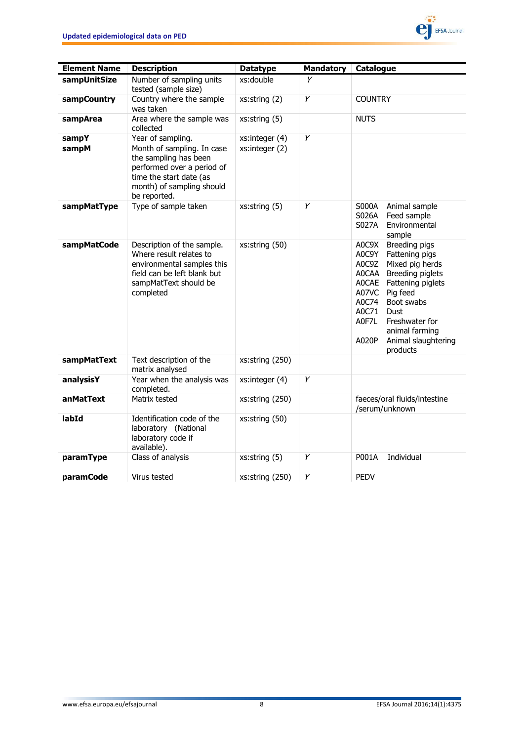| Element Name | Description | Datatype | Mandatory | Catalogue |
|---|---|---|---|---|
| **sampUnitSize** | Number of sampling units tested (sample size) | xs:double | *Y* | |
| **sampCountry** | Country where the sample was taken | xs:string (2) | *Y* | COUNTRY |
| **sampArea** | Area where the sample was collected | xs:string (5) | | NUTS |
| **sampY** | Year of sampling. | xs:integer (4) | *Y* | |
| **sampM** | Month of sampling. In case the sampling has been performed over a period of time the start date (as month) of sampling should be reported. | xs:integer (2) | | |
| **sampMatType** | Type of sample taken | xs:string (5) | *Y* | S000A Animal sample<br>S026A Feed sample<br>S027A Environmental sample |
| **sampMatCode** | Description of the sample. Where result relates to environmental samples this field can be left blank but sampMatText should be completed | xs:string (50) | | A0C9X Breeding pigs<br>A0C9Y Fattening pigs<br>A0C9Z Mixed pig herds<br>A0CAA Breeding piglets<br>A0CAE Fattening piglets<br>A07VC Pig feed<br>A0C74 Boot swabs<br>A0C71 Dust<br>A0F7L Freshwater for animal farming<br>A020P Animal slaughtering products |
| **sampMatText** | Text description of the matrix analysed | xs:string (250) | | |
| **analysisY** | Year when the analysis was completed. | xs:integer (4) | *Y* | |
| **anMatText** | Matrix tested | xs:string (250) | | faeces/oral fluids/intestine /serum/unknown |
| **labId** | Identification code of the laboratory (National laboratory code if available). | xs:string (50) | | |
| **paramType** | Class of analysis | xs:string (5) | *Y* | P001A Individual |
| **paramCode** | Virus tested | xs:string (250) | *Y* | PEDV |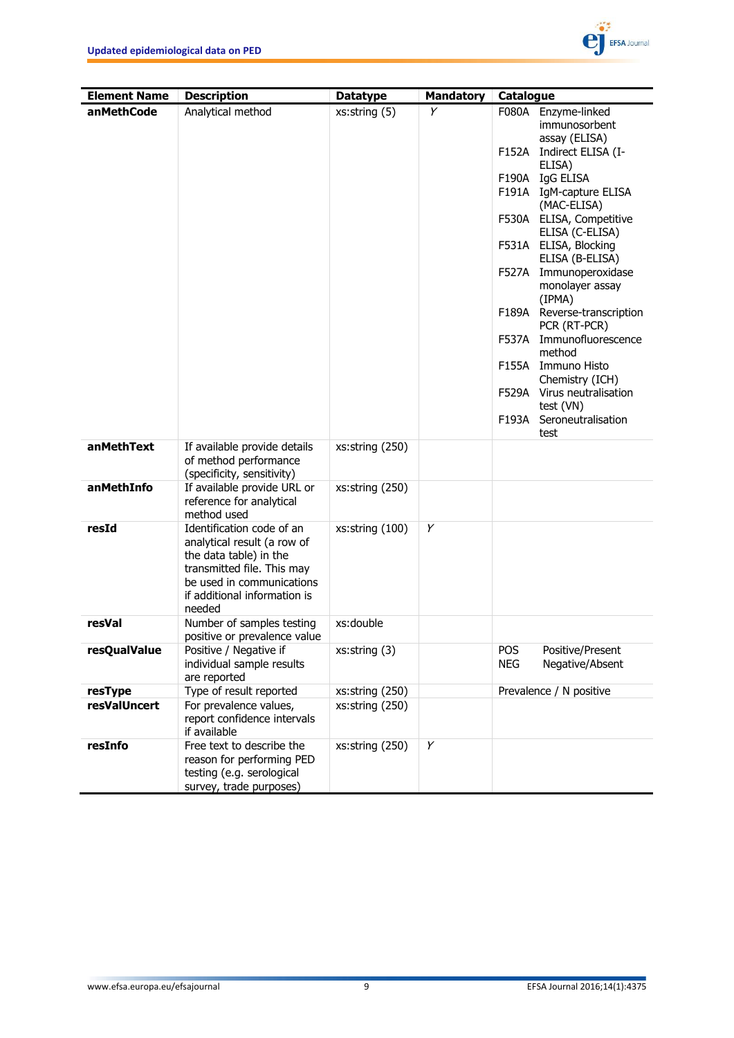| Element Name | Description | Datatype | Mandatory | Catalogue |
|---|---|---|---|---|
| **anMethCode** | Analytical method | xs:string (5) | Y | F080A Enzyme-linked immunosorbent assay (ELISA)<br>F152A Indirect ELISA (I-ELISA)<br>F190A IgG ELISA<br>F191A IgM-capture ELISA (MAC-ELISA)<br>F530A ELISA, Competitive ELISA (C-ELISA)<br>F531A ELISA, Blocking ELISA (B-ELISA)<br>F527A Immunoperoxidase monolayer assay (IPMA)<br>F189A Reverse-transcription PCR (RT-PCR)<br>F537A Immunofluorescence method<br>F155A Immuno Histo Chemistry (ICH)<br>F529A Virus neutralisation test (VN)<br>F193A Seroneutralisation test |
| **anMethText** | If available provide details of method performance (specificity, sensitivity) | xs:string (250) | | |
| **anMethInfo** | If available provide URL or reference for analytical method used | xs:string (250) | | |
| **resId** | Identification code of an analytical result (a row of the data table) in the transmitted file. This may be used in communications if additional information is needed | xs:string (100) | Y | |
| **resVal** | Number of samples testing positive or prevalence value | xs:double | | |
| **resQualValue** | Positive / Negative if individual sample results are reported | xs:string (3) | | POS Positive/Present<br>NEG Negative/Absent |
| **resType** | Type of result reported | xs:string (250) | | Prevalence / N positive |
| **resValUncert** | For prevalence values, report confidence intervals if available | xs:string (250) | | |
| **resInfo** | Free text to describe the reason for performing PED testing (e.g. serological survey, trade purposes) | xs:string (250) | Y | |